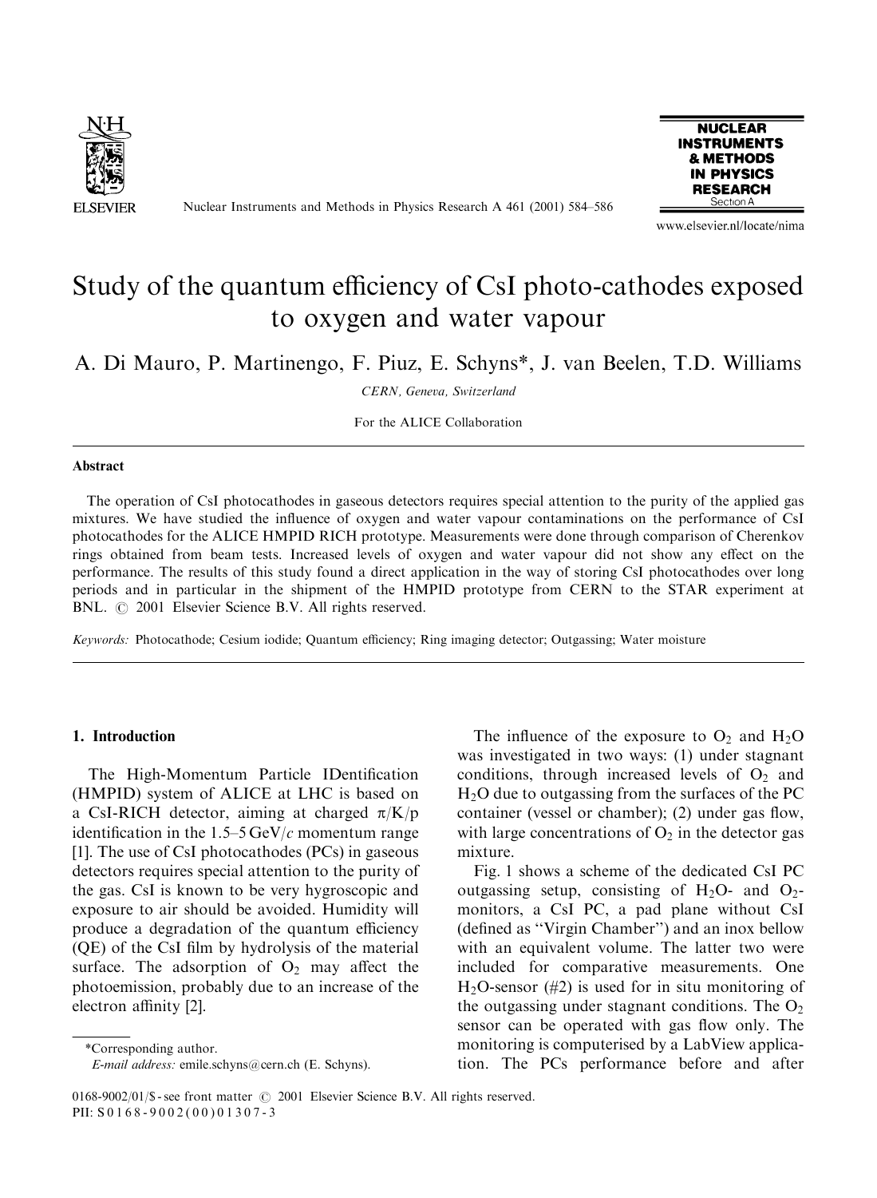# Study of the quantum efficiency of CsI photo-cathodes exposed to oxygen and water vapour

A. Di Mauro, P. Martinengo, F. Piuz, E. Schyns*, J. van Beelen, T.D. Williams

*CERN, Geneva, Switzerland*

For the ALICE Collaboration

## Abstract

The operation of CsI photocathodes in gaseous detectors requires special attention to the purity of the applied gas mixtures. We have studied the influence of oxygen and water vapour contaminations on the performance of CsI photocathodes for the ALICE HMPID RICH prototype. Measurements were done through comparison of Cherenkov rings obtained from beam tests. Increased levels of oxygen and water vapour did not show any effect on the performance. The results of this study found a direct application in the way of storing CsI photocathodes over long periods and in particular in the shipment of the HMPID prototype from CERN to the STAR experiment at BNL. © 2001 Elsevier Science B.V. All rights reserved.

*Keywords:* Photocathode; Cesium iodide; Quantum efficiency; Ring imaging detector; Outgassing; Water moisture

## 1. Introduction

The High-Momentum Particle IDentification (HMPID) system of ALICE at LHC is based on a CsI-RICH detector, aiming at charged $\pi/K/p$ identification in the 1.5–5 GeV/$c$ momentum range [1]. The use of CsI photocathodes (PCs) in gaseous detectors requires special attention to the purity of the gas. CsI is known to be very hygroscopic and exposure to air should be avoided. Humidity will produce a degradation of the quantum efficiency (QE) of the CsI film by hydrolysis of the material surface. The adsorption of $O_2$ may affect the photoemission, probably due to an increase of the electron affinity [2].

The influence of the exposure to $O_2$ and $H_2O$ was investigated in two ways: (1) under stagnant conditions, through increased levels of $O_2$ and $H_2O$ due to outgassing from the surfaces of the PC container (vessel or chamber); (2) under gas flow, with large concentrations of $O_2$ in the detector gas mixture.

Fig. 1 shows a scheme of the dedicated CsI PC outgassing setup, consisting of $H_2O$- and $O_2$-monitors, a CsI PC, a pad plane without CsI (defined as "Virgin Chamber") and an inox bellow with an equivalent volume. The latter two were included for comparative measurements. One $H_2O$-sensor (#2) is used for in situ monitoring of the outgassing under stagnant conditions. The $O_2$ sensor can be operated with gas flow only. The monitoring is computerised by a LabView application. The PCs performance before and after

*Corresponding author.

*E-mail address:* emile.schyns@cern.ch (E. Schyns).

0168-9002/01/$ - see front matter © 2001 Elsevier Science B.V. All rights reserved.
PII: S0168-9002(00)01307-3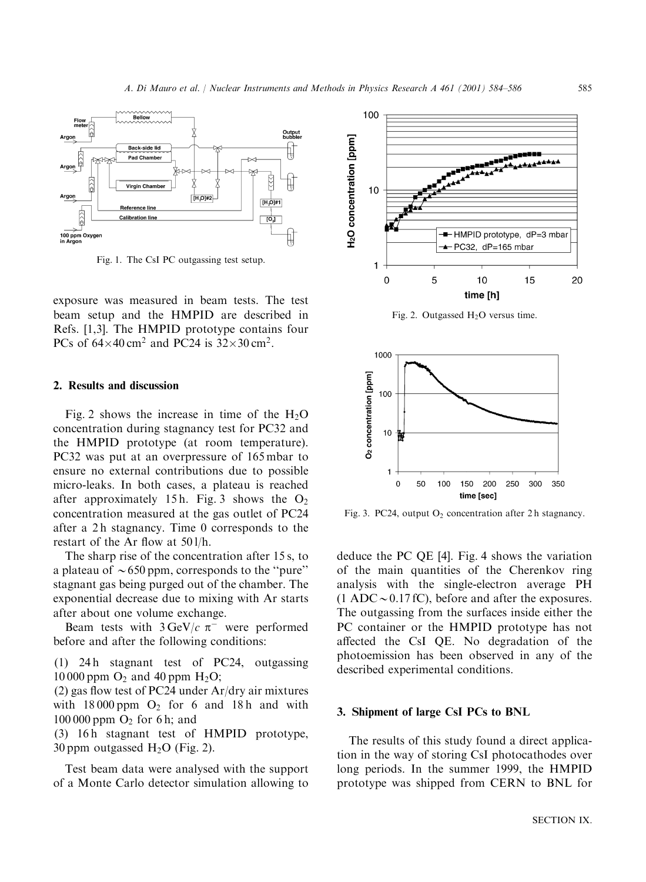Fig. 1. The CsI PC outgassing test setup.

exposure was measured in beam tests. The test beam setup and the HMPID are described in Refs. [1,3]. The HMPID prototype contains four PCs of $64 \times 40\,\mathrm{cm}^2$ and PC24 is $32 \times 30\,\mathrm{cm}^2$.

## 2. Results and discussion

Fig. 2 shows the increase in time of the $H_2O$ concentration during stagnancy test for PC32 and the HMPID prototype (at room temperature). PC32 was put at an overpressure of 165 mbar to ensure no external contributions due to possible micro-leaks. In both cases, a plateau is reached after approximately 15 h. Fig. 3 shows the $O_2$ concentration measured at the gas outlet of PC24 after a 2 h stagnancy. Time 0 corresponds to the restart of the Ar flow at 50 l/h.

The sharp rise of the concentration after 15 s, to a plateau of $\sim 650$ ppm, corresponds to the "pure" stagnant gas being purged out of the chamber. The exponential decrease due to mixing with Ar starts after about one volume exchange.

Beam tests with $3\,\mathrm{GeV}/c\ \pi^-$ were performed before and after the following conditions:

(1) 24 h stagnant test of PC24, outgassing 10 000 ppm $O_2$ and 40 ppm $H_2O$;
(2) gas flow test of PC24 under Ar/dry air mixtures with 18 000 ppm $O_2$ for 6 and 18 h and with 100 000 ppm $O_2$ for 6 h; and
(3) 16 h stagnant test of HMPID prototype, 30 ppm outgassed $H_2O$ (Fig. 2).

Test beam data were analysed with the support of a Monte Carlo detector simulation allowing to deduce the PC QE [4]. Fig. 4 shows the variation of the main quantities of the Cherenkov ring analysis with the single-electron average PH (1 ADC $\sim 0.17$ fC), before and after the exposures. The outgassing from the surfaces inside either the PC container or the HMPID prototype has not affected the CsI QE. No degradation of the photoemission has been observed in any of the described experimental conditions.

Fig. 2. Outgassed $H_2O$ versus time.

Fig. 3. PC24, output $O_2$ concentration after 2 h stagnancy.

## 3. Shipment of large CsI PCs to BNL

The results of this study found a direct application in the way of storing CsI photocathodes over long periods. In the summer 1999, the HMPID prototype was shipped from CERN to BNL for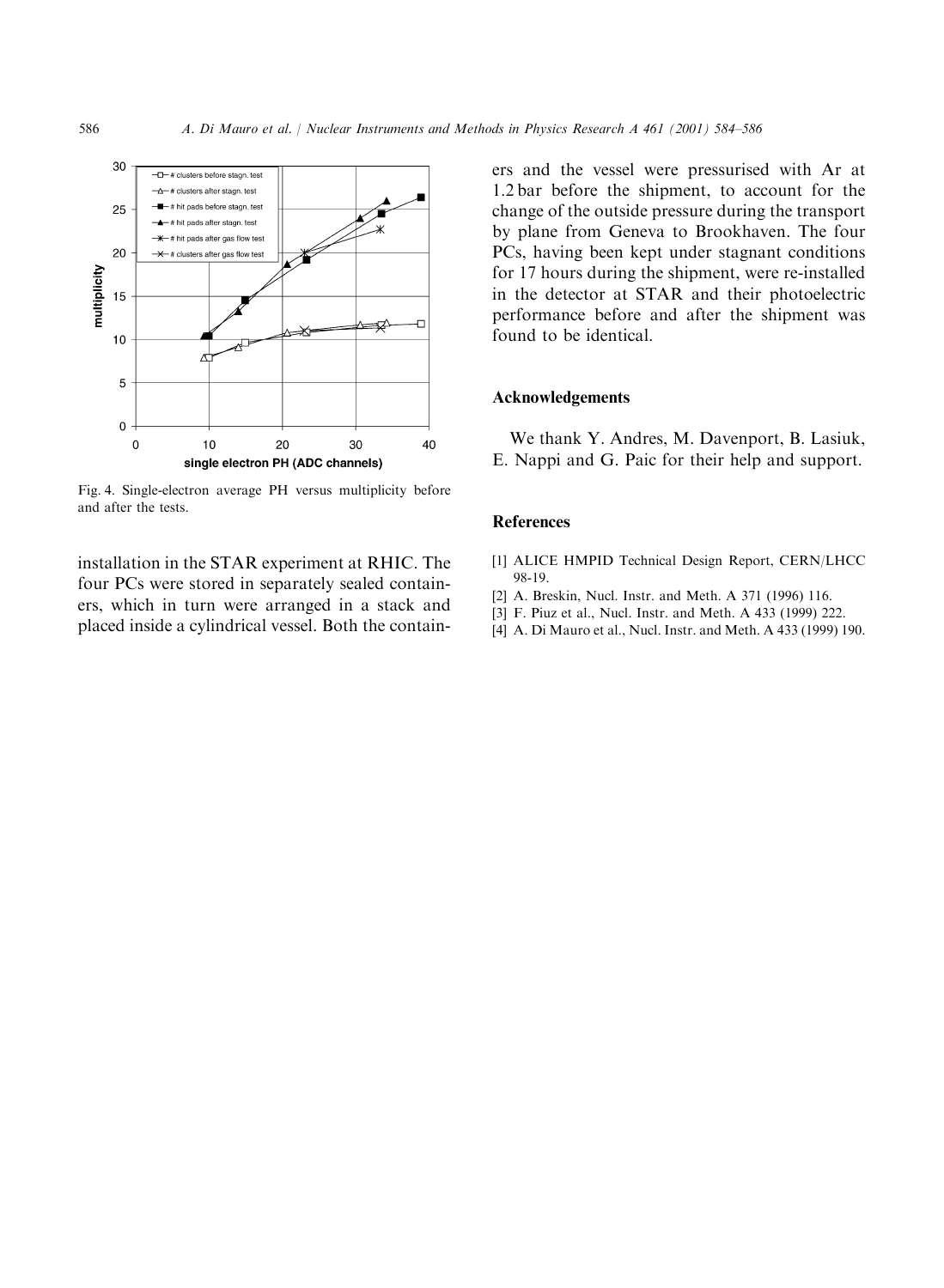30
25
20
15
10
5
0

0 10 20 30 40

multiplicity

single electron PH (ADC channels)

# clusters before stagn. test
# clusters after stagn. test
# hit pads before stagn. test
# hit pads after stagn. test
# hit pads after gas flow test
# clusters after gas flow test

Fig. 4. Single-electron average PH versus multiplicity before and after the tests.

installation in the STAR experiment at RHIC. The four PCs were stored in separately sealed containers, which in turn were arranged in a stack and placed inside a cylindrical vessel. Both the containers and the vessel were pressurised with Ar at 1.2 bar before the shipment, to account for the change of the outside pressure during the transport by plane from Geneva to Brookhaven. The four PCs, having been kept under stagnant conditions for 17 hours during the shipment, were re-installed in the detector at STAR and their photoelectric performance before and after the shipment was found to be identical.

## Acknowledgements

We thank Y. Andres, M. Davenport, B. Lasiuk, E. Nappi and G. Paic for their help and support.

## References

[1] ALICE HMPID Technical Design Report, CERN/LHCC 98-19.
[2] A. Breskin, Nucl. Instr. and Meth. A 371 (1996) 116.
[3] F. Piuz et al., Nucl. Instr. and Meth. A 433 (1999) 222.
[4] A. Di Mauro et al., Nucl. Instr. and Meth. A 433 (1999) 190.